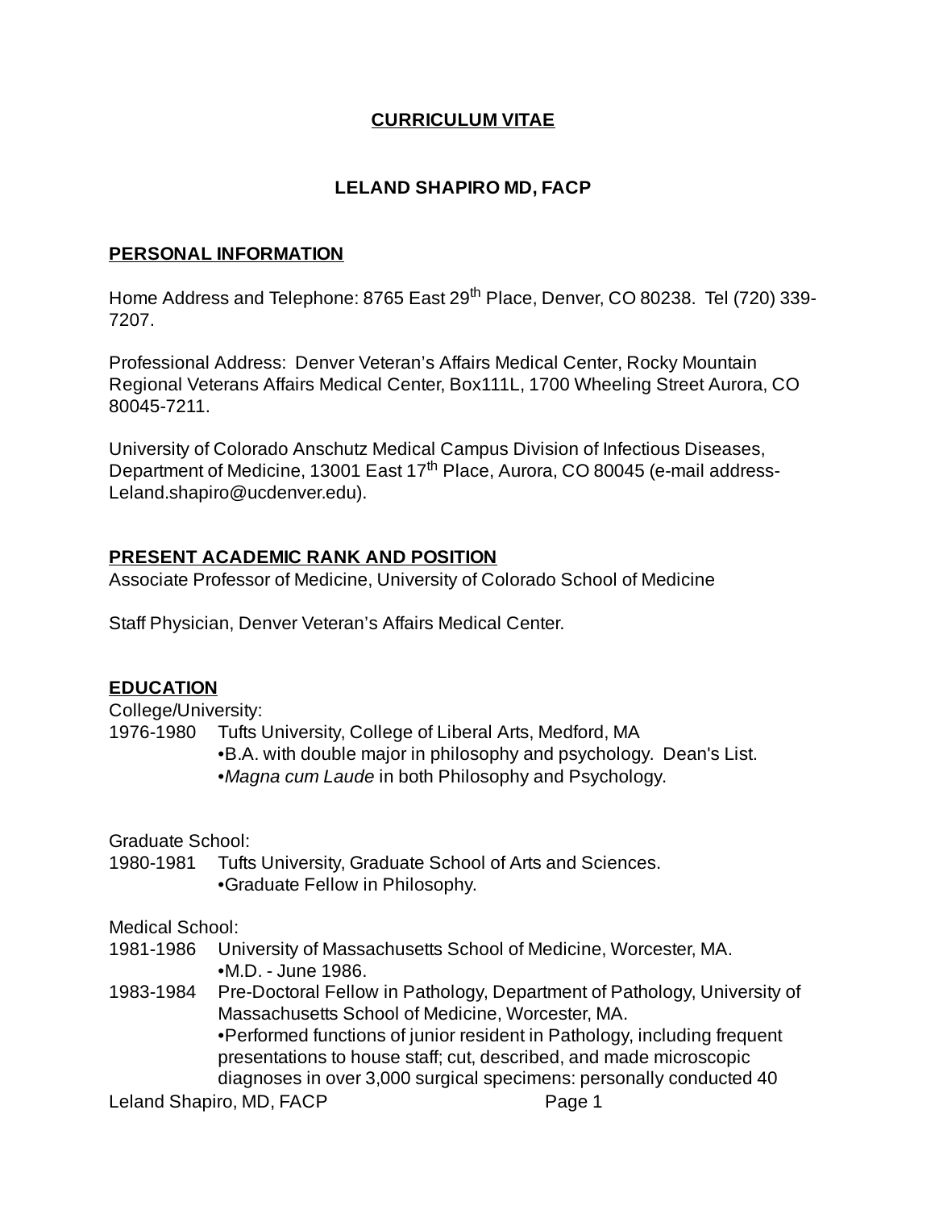# CURRICULUM VITAE

## LELAND SHAPIRO MD, FACP

### PERSONAL INFORMATION

Home Address and Telephone: 8765 East 29th Place, Denver, CO 80238. Tel (720) 339-7207.

Professional Address: Denver Veteran's Affairs Medical Center, Rocky Mountain Regional Veterans Affairs Medical Center, Box111L, 1700 Wheeling Street Aurora, CO 80045-7211.

University of Colorado Anschutz Medical Campus Division of Infectious Diseases, Department of Medicine, 13001 East 17th Place, Aurora, CO 80045 (e-mail address-Leland.shapiro@ucdenver.edu).

### PRESENT ACADEMIC RANK AND POSITION

Associate Professor of Medicine, University of Colorado School of Medicine

Staff Physician, Denver Veteran's Affairs Medical Center.

### EDUCATION

College/University:

1976-1980 Tufts University, College of Liberal Arts, Medford, MA
- B.A. with double major in philosophy and psychology. Dean's List.
- *Magna cum Laude* in both Philosophy and Psychology.

Graduate School:

1980-1981 Tufts University, Graduate School of Arts and Sciences.
- Graduate Fellow in Philosophy.

Medical School:

1981-1986 University of Massachusetts School of Medicine, Worcester, MA.
- M.D. - June 1986.

1983-1984 Pre-Doctoral Fellow in Pathology, Department of Pathology, University of Massachusetts School of Medicine, Worcester, MA.
- Performed functions of junior resident in Pathology, including frequent presentations to house staff; cut, described, and made microscopic diagnoses in over 3,000 surgical specimens: personally conducted 40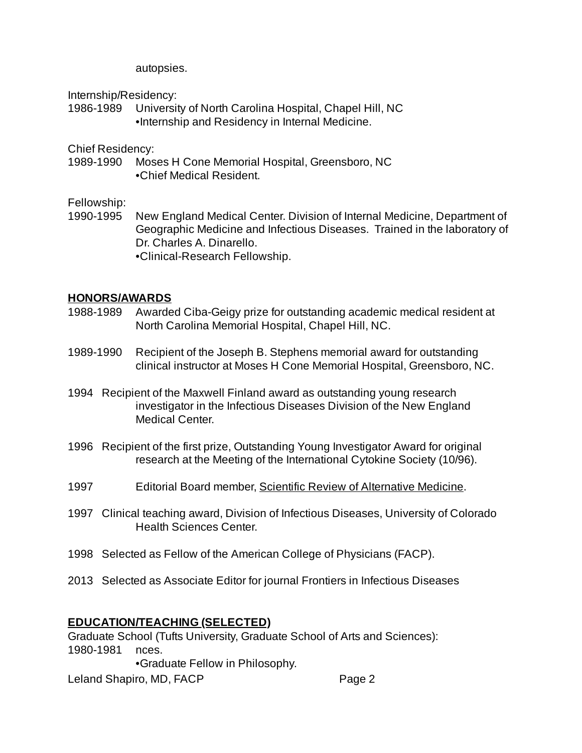autopsies.

Internship/Residency:

1986-1989 University of North Carolina Hospital, Chapel Hill, NC
•Internship and Residency in Internal Medicine.

Chief Residency:

1989-1990 Moses H Cone Memorial Hospital, Greensboro, NC
•Chief Medical Resident.

Fellowship:

1990-1995 New England Medical Center. Division of Internal Medicine, Department of Geographic Medicine and Infectious Diseases. Trained in the laboratory of Dr. Charles A. Dinarello.
•Clinical-Research Fellowship.

## HONORS/AWARDS

1988-1989 Awarded Ciba-Geigy prize for outstanding academic medical resident at North Carolina Memorial Hospital, Chapel Hill, NC.

1989-1990 Recipient of the Joseph B. Stephens memorial award for outstanding clinical instructor at Moses H Cone Memorial Hospital, Greensboro, NC.

1994 Recipient of the Maxwell Finland award as outstanding young research investigator in the Infectious Diseases Division of the New England Medical Center.

1996 Recipient of the first prize, Outstanding Young Investigator Award for original research at the Meeting of the International Cytokine Society (10/96).

1997 Editorial Board member, Scientific Review of Alternative Medicine.

1997 Clinical teaching award, Division of Infectious Diseases, University of Colorado Health Sciences Center.

1998 Selected as Fellow of the American College of Physicians (FACP).

2013 Selected as Associate Editor for journal Frontiers in Infectious Diseases

## EDUCATION/TEACHING (SELECTED)

Graduate School (Tufts University, Graduate School of Arts and Sciences):

1980-1981 nces.
•Graduate Fellow in Philosophy.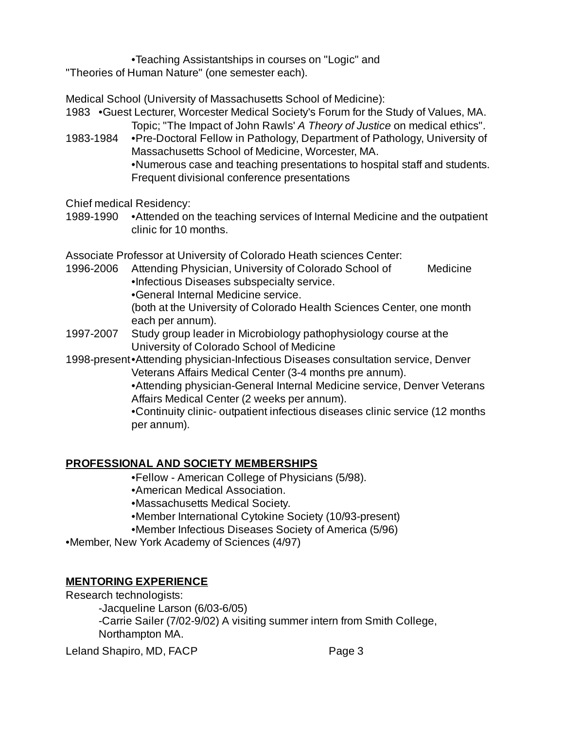•Teaching Assistantships in courses on "Logic" and "Theories of Human Nature" (one semester each).

Medical School (University of Massachusetts School of Medicine):

1983 •Guest Lecturer, Worcester Medical Society's Forum for the Study of Values, MA. Topic; "The Impact of John Rawls' *A Theory of Justice* on medical ethics".

1983-1984 •Pre-Doctoral Fellow in Pathology, Department of Pathology, University of Massachusetts School of Medicine, Worcester, MA.
•Numerous case and teaching presentations to hospital staff and students. Frequent divisional conference presentations

Chief medical Residency:

1989-1990 •Attended on the teaching services of Internal Medicine and the outpatient clinic for 10 months.

Associate Professor at University of Colorado Heath sciences Center:

1996-2006 Attending Physician, University of Colorado School of Medicine
•Infectious Diseases subspecialty service.
•General Internal Medicine service.
(both at the University of Colorado Health Sciences Center, one month each per annum).

1997-2007 Study group leader in Microbiology pathophysiology course at the University of Colorado School of Medicine

1998-present •Attending physician-Infectious Diseases consultation service, Denver Veterans Affairs Medical Center (3-4 months pre annum).
•Attending physician-General Internal Medicine service, Denver Veterans Affairs Medical Center (2 weeks per annum).
•Continuity clinic- outpatient infectious diseases clinic service (12 months per annum).

## PROFESSIONAL AND SOCIETY MEMBERSHIPS

•Fellow - American College of Physicians (5/98).
•American Medical Association.
•Massachusetts Medical Society.
•Member International Cytokine Society (10/93-present)
•Member Infectious Diseases Society of America (5/96)
•Member, New York Academy of Sciences (4/97)

## MENTORING EXPERIENCE

Research technologists:

-Jacqueline Larson (6/03-6/05)
-Carrie Sailer (7/02-9/02) A visiting summer intern from Smith College, Northampton MA.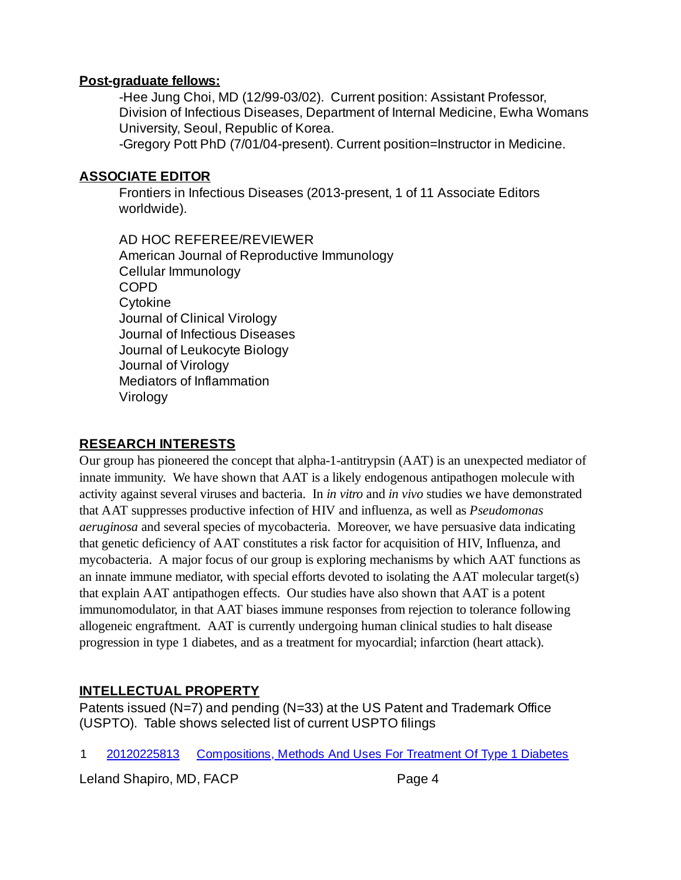## Post-graduate fellows:

-Hee Jung Choi, MD (12/99-03/02). Current position: Assistant Professor, Division of Infectious Diseases, Department of Internal Medicine, Ewha Womans University, Seoul, Republic of Korea.
-Gregory Pott PhD (7/01/04-present). Current position=Instructor in Medicine.

## ASSOCIATE EDITOR

Frontiers in Infectious Diseases (2013-present, 1 of 11 Associate Editors worldwide).

AD HOC REFEREE/REVIEWER
American Journal of Reproductive Immunology
Cellular Immunology
COPD
Cytokine
Journal of Clinical Virology
Journal of Infectious Diseases
Journal of Leukocyte Biology
Journal of Virology
Mediators of Inflammation
Virology

## RESEARCH INTERESTS

Our group has pioneered the concept that alpha-1-antitrypsin (AAT) is an unexpected mediator of innate immunity. We have shown that AAT is a likely endogenous antipathogen molecule with activity against several viruses and bacteria. In *in vitro* and *in vivo* studies we have demonstrated that AAT suppresses productive infection of HIV and influenza, as well as *Pseudomonas aeruginosa* and several species of mycobacteria. Moreover, we have persuasive data indicating that genetic deficiency of AAT constitutes a risk factor for acquisition of HIV, Influenza, and mycobacteria. A major focus of our group is exploring mechanisms by which AAT functions as an innate immune mediator, with special efforts devoted to isolating the AAT molecular target(s) that explain AAT antipathogen effects. Our studies have also shown that AAT is a potent immunomodulator, in that AAT biases immune responses from rejection to tolerance following allogeneic engraftment. AAT is currently undergoing human clinical studies to halt disease progression in type 1 diabetes, and as a treatment for myocardial; infarction (heart attack).

## INTELLECTUAL PROPERTY

Patents issued (N=7) and pending (N=33) at the US Patent and Trademark Office (USPTO). Table shows selected list of current USPTO filings

| 1 | 20120225813 | Compositions, Methods And Uses For Treatment Of Type 1 Diabetes |
|---|---|---|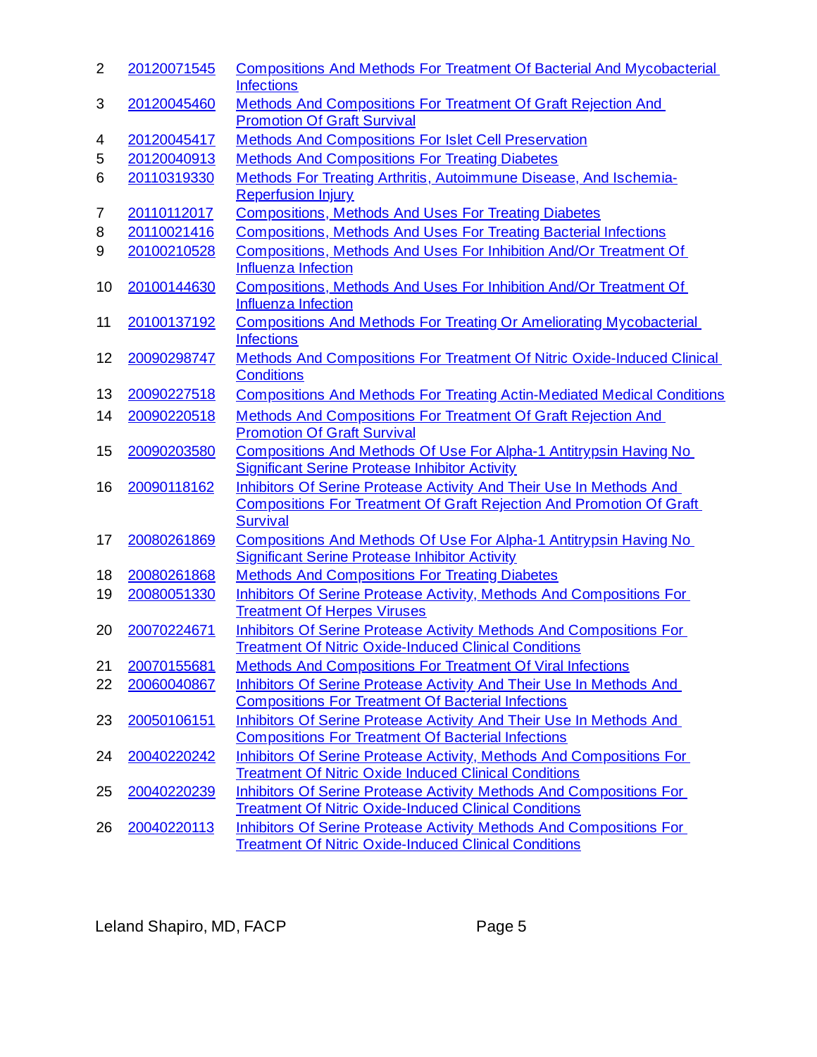| | | |
|---|---|---|
| 2 | 20120071545 | Compositions And Methods For Treatment Of Bacterial And Mycobacterial Infections |
| 3 | 20120045460 | Methods And Compositions For Treatment Of Graft Rejection And Promotion Of Graft Survival |
| 4 | 20120045417 | Methods And Compositions For Islet Cell Preservation |
| 5 | 20120040913 | Methods And Compositions For Treating Diabetes |
| 6 | 20110319330 | Methods For Treating Arthritis, Autoimmune Disease, And Ischemia-Reperfusion Injury |
| 7 | 20110112017 | Compositions, Methods And Uses For Treating Diabetes |
| 8 | 20110021416 | Compositions, Methods And Uses For Treating Bacterial Infections |
| 9 | 20100210528 | Compositions, Methods And Uses For Inhibition And/Or Treatment Of Influenza Infection |
| 10 | 20100144630 | Compositions, Methods And Uses For Inhibition And/Or Treatment Of Influenza Infection |
| 11 | 20100137192 | Compositions And Methods For Treating Or Ameliorating Mycobacterial Infections |
| 12 | 20090298747 | Methods And Compositions For Treatment Of Nitric Oxide-Induced Clinical Conditions |
| 13 | 20090227518 | Compositions And Methods For Treating Actin-Mediated Medical Conditions |
| 14 | 20090220518 | Methods And Compositions For Treatment Of Graft Rejection And Promotion Of Graft Survival |
| 15 | 20090203580 | Compositions And Methods Of Use For Alpha-1 Antitrypsin Having No Significant Serine Protease Inhibitor Activity |
| 16 | 20090118162 | Inhibitors Of Serine Protease Activity And Their Use In Methods And Compositions For Treatment Of Graft Rejection And Promotion Of Graft Survival |
| 17 | 20080261869 | Compositions And Methods Of Use For Alpha-1 Antitrypsin Having No Significant Serine Protease Inhibitor Activity |
| 18 | 20080261868 | Methods And Compositions For Treating Diabetes |
| 19 | 20080051330 | Inhibitors Of Serine Protease Activity, Methods And Compositions For Treatment Of Herpes Viruses |
| 20 | 20070224671 | Inhibitors Of Serine Protease Activity Methods And Compositions For Treatment Of Nitric Oxide-Induced Clinical Conditions |
| 21 | 20070155681 | Methods And Compositions For Treatment Of Viral Infections |
| 22 | 20060040867 | Inhibitors Of Serine Protease Activity And Their Use In Methods And Compositions For Treatment Of Bacterial Infections |
| 23 | 20050106151 | Inhibitors Of Serine Protease Activity And Their Use In Methods And Compositions For Treatment Of Bacterial Infections |
| 24 | 20040220242 | Inhibitors Of Serine Protease Activity, Methods And Compositions For Treatment Of Nitric Oxide Induced Clinical Conditions |
| 25 | 20040220239 | Inhibitors Of Serine Protease Activity Methods And Compositions For Treatment Of Nitric Oxide-Induced Clinical Conditions |
| 26 | 20040220113 | Inhibitors Of Serine Protease Activity Methods And Compositions For Treatment Of Nitric Oxide-Induced Clinical Conditions |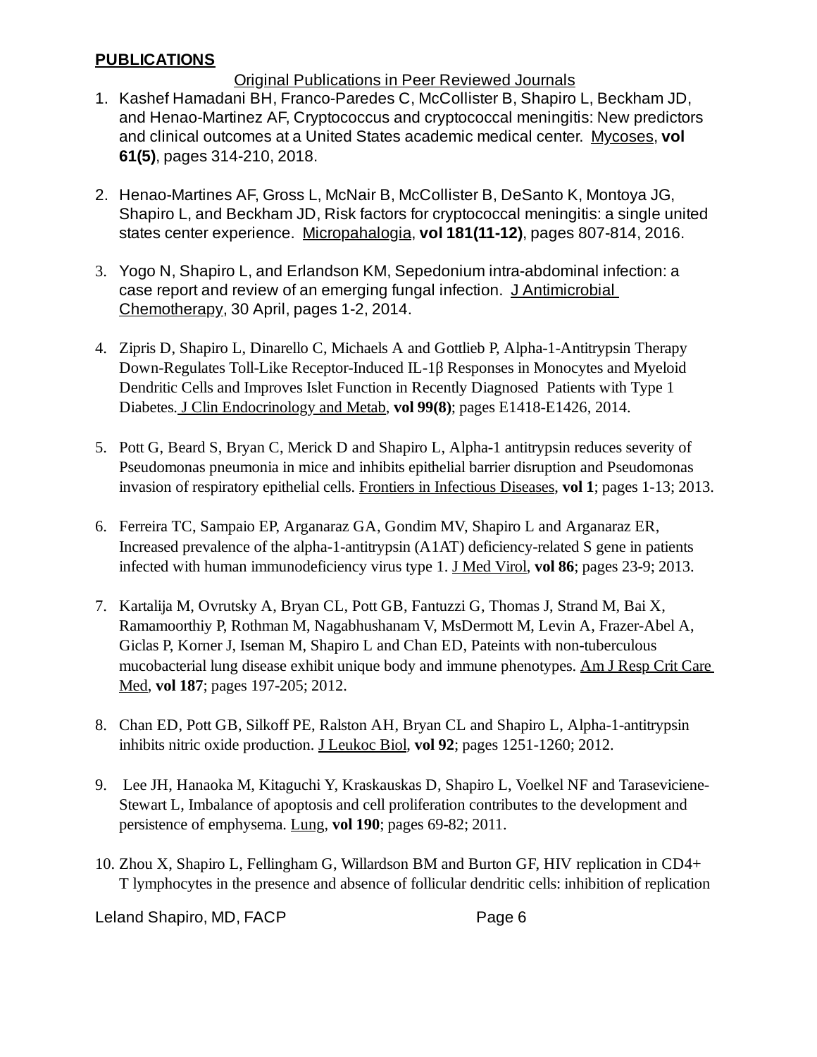**PUBLICATIONS**

Original Publications in Peer Reviewed Journals

1. Kashef Hamadani BH, Franco-Paredes C, McCollister B, Shapiro L, Beckham JD, and Henao-Martinez AF, Cryptococcus and cryptococcal meningitis: New predictors and clinical outcomes at a United States academic medical center. Mycoses, **vol 61(5)**, pages 314-210, 2018.

2. Henao-Martines AF, Gross L, McNair B, McCollister B, DeSanto K, Montoya JG, Shapiro L, and Beckham JD, Risk factors for cryptococcal meningitis: a single united states center experience. Micropahalogia, **vol 181(11-12)**, pages 807-814, 2016.

3. Yogo N, Shapiro L, and Erlandson KM, Sepedonium intra-abdominal infection: a case report and review of an emerging fungal infection. J Antimicrobial Chemotherapy, 30 April, pages 1-2, 2014.

4. Zipris D, Shapiro L, Dinarello C, Michaels A and Gottlieb P, Alpha-1-Antitrypsin Therapy Down-Regulates Toll-Like Receptor-Induced IL-1β Responses in Monocytes and Myeloid Dendritic Cells and Improves Islet Function in Recently Diagnosed Patients with Type 1 Diabetes. J Clin Endocrinology and Metab, **vol 99(8)**; pages E1418-E1426, 2014.

5. Pott G, Beard S, Bryan C, Merick D and Shapiro L, Alpha-1 antitrypsin reduces severity of Pseudomonas pneumonia in mice and inhibits epithelial barrier disruption and Pseudomonas invasion of respiratory epithelial cells. Frontiers in Infectious Diseases, **vol 1**; pages 1-13; 2013.

6. Ferreira TC, Sampaio EP, Arganaraz GA, Gondim MV, Shapiro L and Arganaraz ER, Increased prevalence of the alpha-1-antitrypsin (A1AT) deficiency-related S gene in patients infected with human immunodeficiency virus type 1. J Med Virol, **vol 86**; pages 23-9; 2013.

7. Kartalija M, Ovrutsky A, Bryan CL, Pott GB, Fantuzzi G, Thomas J, Strand M, Bai X, Ramamoorthiy P, Rothman M, Nagabhushanam V, MsDermott M, Levin A, Frazer-Abel A, Giclas P, Korner J, Iseman M, Shapiro L and Chan ED, Pateints with non-tuberculous mucobacterial lung disease exhibit unique body and immune phenotypes. Am J Resp Crit Care Med, **vol 187**; pages 197-205; 2012.

8. Chan ED, Pott GB, Silkoff PE, Ralston AH, Bryan CL and Shapiro L, Alpha-1-antitrypsin inhibits nitric oxide production. J Leukoc Biol, **vol 92**; pages 1251-1260; 2012.

9. Lee JH, Hanaoka M, Kitaguchi Y, Kraskauskas D, Shapiro L, Voelkel NF and Taraseviciene-Stewart L, Imbalance of apoptosis and cell proliferation contributes to the development and persistence of emphysema. Lung, **vol 190**; pages 69-82; 2011.

10. Zhou X, Shapiro L, Fellingham G, Willardson BM and Burton GF, HIV replication in CD4+ T lymphocytes in the presence and absence of follicular dendritic cells: inhibition of replication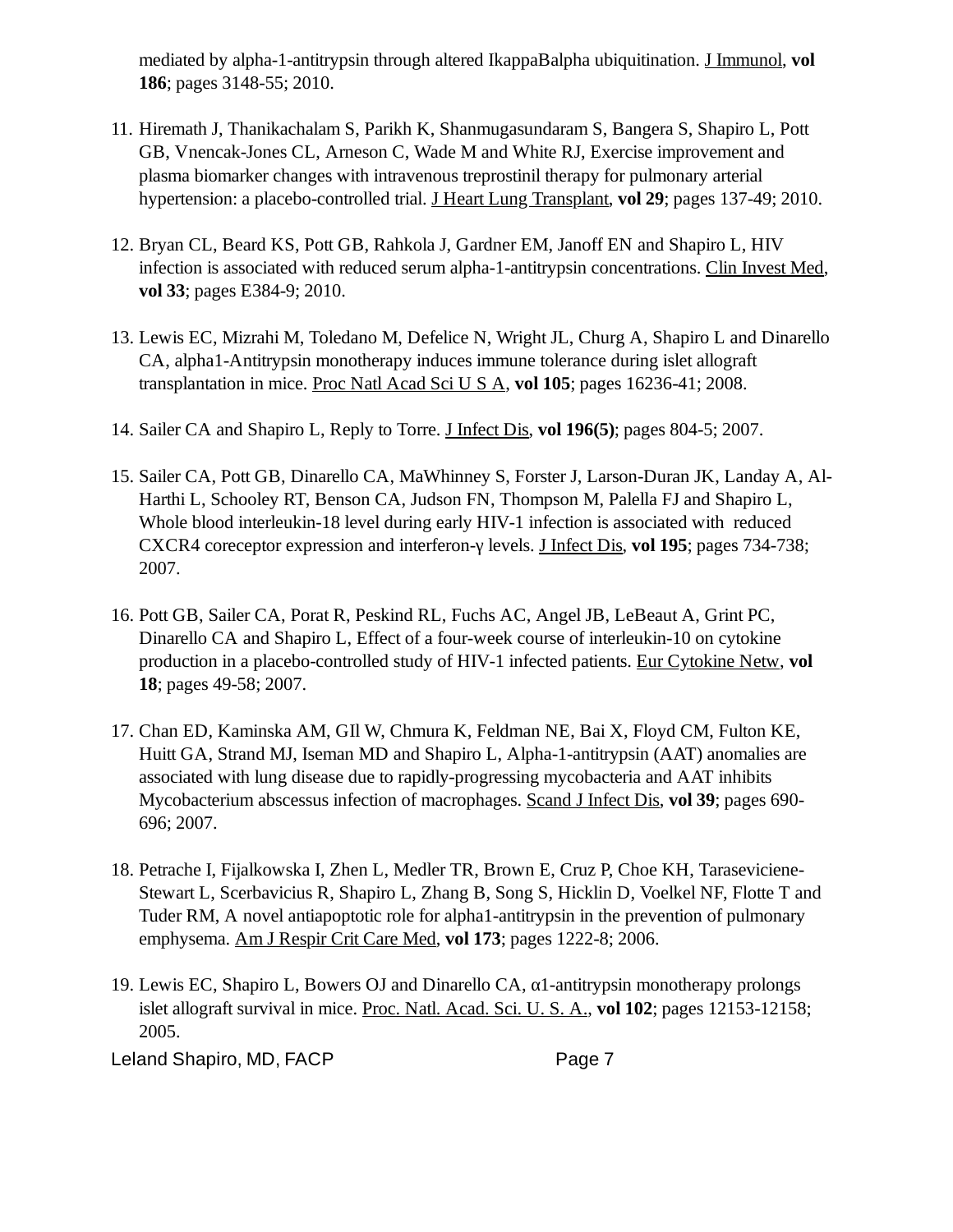mediated by alpha-1-antitrypsin through altered IkappaBalpha ubiquitination. J Immunol, **vol 186**; pages 3148-55; 2010.

11. Hiremath J, Thanikachalam S, Parikh K, Shanmugasundaram S, Bangera S, Shapiro L, Pott GB, Vnencak-Jones CL, Arneson C, Wade M and White RJ, Exercise improvement and plasma biomarker changes with intravenous treprostinil therapy for pulmonary arterial hypertension: a placebo-controlled trial. J Heart Lung Transplant, **vol 29**; pages 137-49; 2010.

12. Bryan CL, Beard KS, Pott GB, Rahkola J, Gardner EM, Janoff EN and Shapiro L, HIV infection is associated with reduced serum alpha-1-antitrypsin concentrations. Clin Invest Med, **vol 33**; pages E384-9; 2010.

13. Lewis EC, Mizrahi M, Toledano M, Defelice N, Wright JL, Churg A, Shapiro L and Dinarello CA, alpha1-Antitrypsin monotherapy induces immune tolerance during islet allograft transplantation in mice. Proc Natl Acad Sci U S A, **vol 105**; pages 16236-41; 2008.

14. Sailer CA and Shapiro L, Reply to Torre. J Infect Dis, **vol 196(5)**; pages 804-5; 2007.

15. Sailer CA, Pott GB, Dinarello CA, MaWhinney S, Forster J, Larson-Duran JK, Landay A, Al-Harthi L, Schooley RT, Benson CA, Judson FN, Thompson M, Palella FJ and Shapiro L, Whole blood interleukin-18 level during early HIV-1 infection is associated with reduced CXCR4 coreceptor expression and interferon-γ levels. J Infect Dis, **vol 195**; pages 734-738; 2007.

16. Pott GB, Sailer CA, Porat R, Peskind RL, Fuchs AC, Angel JB, LeBeaut A, Grint PC, Dinarello CA and Shapiro L, Effect of a four-week course of interleukin-10 on cytokine production in a placebo-controlled study of HIV-1 infected patients. Eur Cytokine Netw, **vol 18**; pages 49-58; 2007.

17. Chan ED, Kaminska AM, GIl W, Chmura K, Feldman NE, Bai X, Floyd CM, Fulton KE, Huitt GA, Strand MJ, Iseman MD and Shapiro L, Alpha-1-antitrypsin (AAT) anomalies are associated with lung disease due to rapidly-progressing mycobacteria and AAT inhibits Mycobacterium abscessus infection of macrophages. Scand J Infect Dis, **vol 39**; pages 690-696; 2007.

18. Petrache I, Fijalkowska I, Zhen L, Medler TR, Brown E, Cruz P, Choe KH, Taraseviciene-Stewart L, Scerbavicius R, Shapiro L, Zhang B, Song S, Hicklin D, Voelkel NF, Flotte T and Tuder RM, A novel antiapoptotic role for alpha1-antitrypsin in the prevention of pulmonary emphysema. Am J Respir Crit Care Med, **vol 173**; pages 1222-8; 2006.

19. Lewis EC, Shapiro L, Bowers OJ and Dinarello CA, α1-antitrypsin monotherapy prolongs islet allograft survival in mice. Proc. Natl. Acad. Sci. U. S. A., **vol 102**; pages 12153-12158; 2005.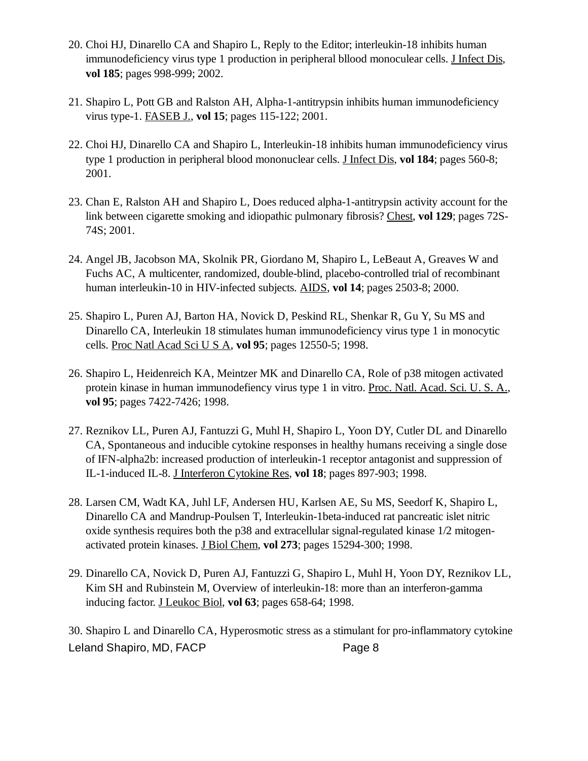20. Choi HJ, Dinarello CA and Shapiro L, Reply to the Editor; interleukin-18 inhibits human immunodeficiency virus type 1 production in peripheral bllood monoculear cells. J Infect Dis, **vol 185**; pages 998-999; 2002.

21. Shapiro L, Pott GB and Ralston AH, Alpha-1-antitrypsin inhibits human immunodeficiency virus type-1. FASEB J., **vol 15**; pages 115-122; 2001.

22. Choi HJ, Dinarello CA and Shapiro L, Interleukin-18 inhibits human immunodeficiency virus type 1 production in peripheral blood mononuclear cells. J Infect Dis, **vol 184**; pages 560-8; 2001.

23. Chan E, Ralston AH and Shapiro L, Does reduced alpha-1-antitrypsin activity account for the link between cigarette smoking and idiopathic pulmonary fibrosis? Chest, **vol 129**; pages 72S-74S; 2001.

24. Angel JB, Jacobson MA, Skolnik PR, Giordano M, Shapiro L, LeBeaut A, Greaves W and Fuchs AC, A multicenter, randomized, double-blind, placebo-controlled trial of recombinant human interleukin-10 in HIV-infected subjects. AIDS, **vol 14**; pages 2503-8; 2000.

25. Shapiro L, Puren AJ, Barton HA, Novick D, Peskind RL, Shenkar R, Gu Y, Su MS and Dinarello CA, Interleukin 18 stimulates human immunodeficiency virus type 1 in monocytic cells. Proc Natl Acad Sci U S A, **vol 95**; pages 12550-5; 1998.

26. Shapiro L, Heidenreich KA, Meintzer MK and Dinarello CA, Role of p38 mitogen activated protein kinase in human immunodefiency virus type 1 in vitro. Proc. Natl. Acad. Sci. U. S. A., **vol 95**; pages 7422-7426; 1998.

27. Reznikov LL, Puren AJ, Fantuzzi G, Muhl H, Shapiro L, Yoon DY, Cutler DL and Dinarello CA, Spontaneous and inducible cytokine responses in healthy humans receiving a single dose of IFN-alpha2b: increased production of interleukin-1 receptor antagonist and suppression of IL-1-induced IL-8. J Interferon Cytokine Res, **vol 18**; pages 897-903; 1998.

28. Larsen CM, Wadt KA, Juhl LF, Andersen HU, Karlsen AE, Su MS, Seedorf K, Shapiro L, Dinarello CA and Mandrup-Poulsen T, Interleukin-1beta-induced rat pancreatic islet nitric oxide synthesis requires both the p38 and extracellular signal-regulated kinase 1/2 mitogen-activated protein kinases. J Biol Chem, **vol 273**; pages 15294-300; 1998.

29. Dinarello CA, Novick D, Puren AJ, Fantuzzi G, Shapiro L, Muhl H, Yoon DY, Reznikov LL, Kim SH and Rubinstein M, Overview of interleukin-18: more than an interferon-gamma inducing factor. J Leukoc Biol, **vol 63**; pages 658-64; 1998.

30. Shapiro L and Dinarello CA, Hyperosmotic stress as a stimulant for pro-inflammatory cytokine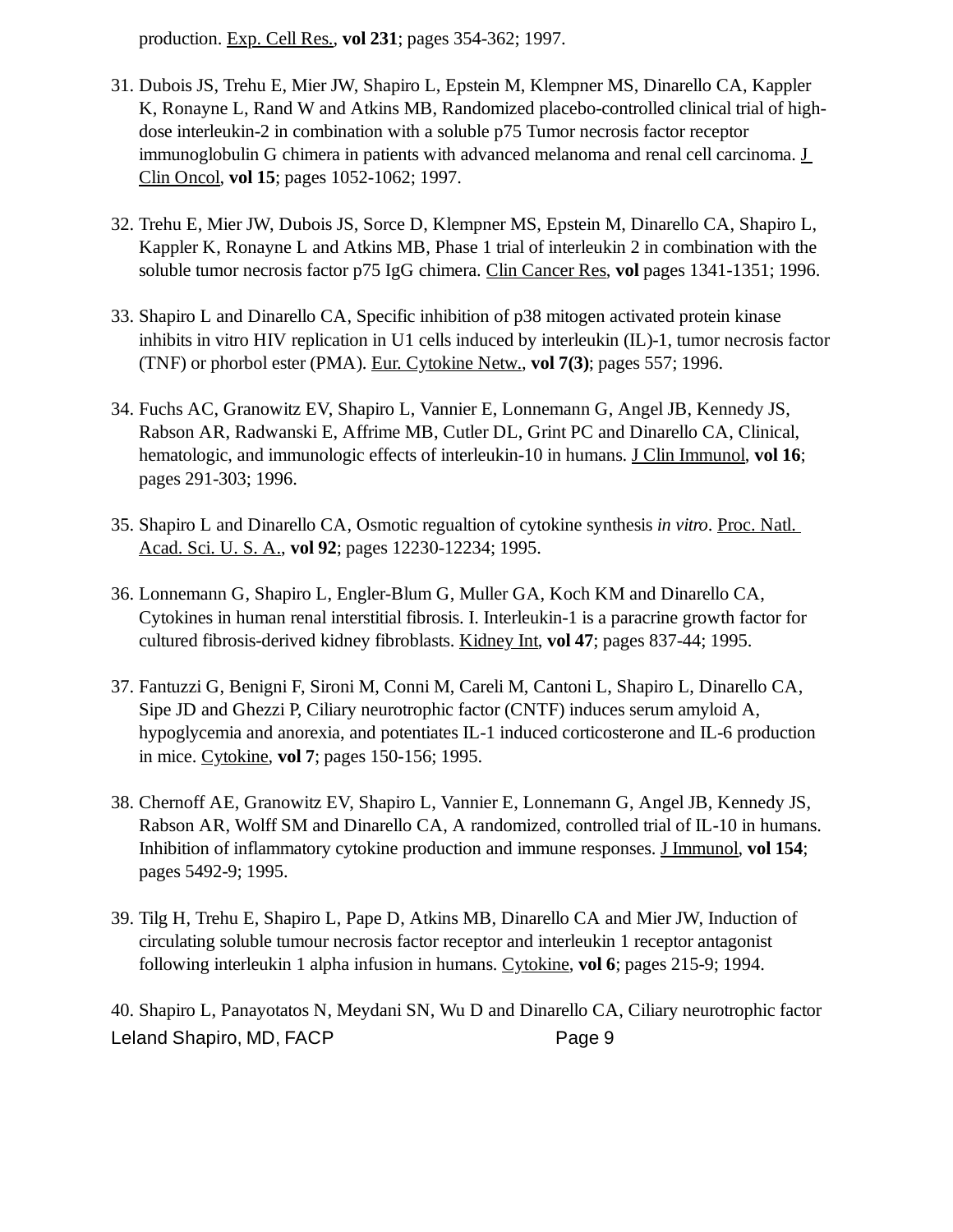production. Exp. Cell Res., **vol 231**; pages 354-362; 1997.

31. Dubois JS, Trehu E, Mier JW, Shapiro L, Epstein M, Klempner MS, Dinarello CA, Kappler K, Ronayne L, Rand W and Atkins MB, Randomized placebo-controlled clinical trial of high-dose interleukin-2 in combination with a soluble p75 Tumor necrosis factor receptor immunoglobulin G chimera in patients with advanced melanoma and renal cell carcinoma. J Clin Oncol, **vol 15**; pages 1052-1062; 1997.

32. Trehu E, Mier JW, Dubois JS, Sorce D, Klempner MS, Epstein M, Dinarello CA, Shapiro L, Kappler K, Ronayne L and Atkins MB, Phase 1 trial of interleukin 2 in combination with the soluble tumor necrosis factor p75 IgG chimera. Clin Cancer Res, **vol** pages 1341-1351; 1996.

33. Shapiro L and Dinarello CA, Specific inhibition of p38 mitogen activated protein kinase inhibits in vitro HIV replication in U1 cells induced by interleukin (IL)-1, tumor necrosis factor (TNF) or phorbol ester (PMA). Eur. Cytokine Netw., **vol 7(3)**; pages 557; 1996.

34. Fuchs AC, Granowitz EV, Shapiro L, Vannier E, Lonnemann G, Angel JB, Kennedy JS, Rabson AR, Radwanski E, Affrime MB, Cutler DL, Grint PC and Dinarello CA, Clinical, hematologic, and immunologic effects of interleukin-10 in humans. J Clin Immunol, **vol 16**; pages 291-303; 1996.

35. Shapiro L and Dinarello CA, Osmotic regualtion of cytokine synthesis *in vitro*. Proc. Natl. Acad. Sci. U. S. A., **vol 92**; pages 12230-12234; 1995.

36. Lonnemann G, Shapiro L, Engler-Blum G, Muller GA, Koch KM and Dinarello CA, Cytokines in human renal interstitial fibrosis. I. Interleukin-1 is a paracrine growth factor for cultured fibrosis-derived kidney fibroblasts. Kidney Int, **vol 47**; pages 837-44; 1995.

37. Fantuzzi G, Benigni F, Sironi M, Conni M, Careli M, Cantoni L, Shapiro L, Dinarello CA, Sipe JD and Ghezzi P, Ciliary neurotrophic factor (CNTF) induces serum amyloid A, hypoglycemia and anorexia, and potentiates IL-1 induced corticosterone and IL-6 production in mice. Cytokine, **vol 7**; pages 150-156; 1995.

38. Chernoff AE, Granowitz EV, Shapiro L, Vannier E, Lonnemann G, Angel JB, Kennedy JS, Rabson AR, Wolff SM and Dinarello CA, A randomized, controlled trial of IL-10 in humans. Inhibition of inflammatory cytokine production and immune responses. J Immunol, **vol 154**; pages 5492-9; 1995.

39. Tilg H, Trehu E, Shapiro L, Pape D, Atkins MB, Dinarello CA and Mier JW, Induction of circulating soluble tumour necrosis factor receptor and interleukin 1 receptor antagonist following interleukin 1 alpha infusion in humans. Cytokine, **vol 6**; pages 215-9; 1994.

40. Shapiro L, Panayotatos N, Meydani SN, Wu D and Dinarello CA, Ciliary neurotrophic factor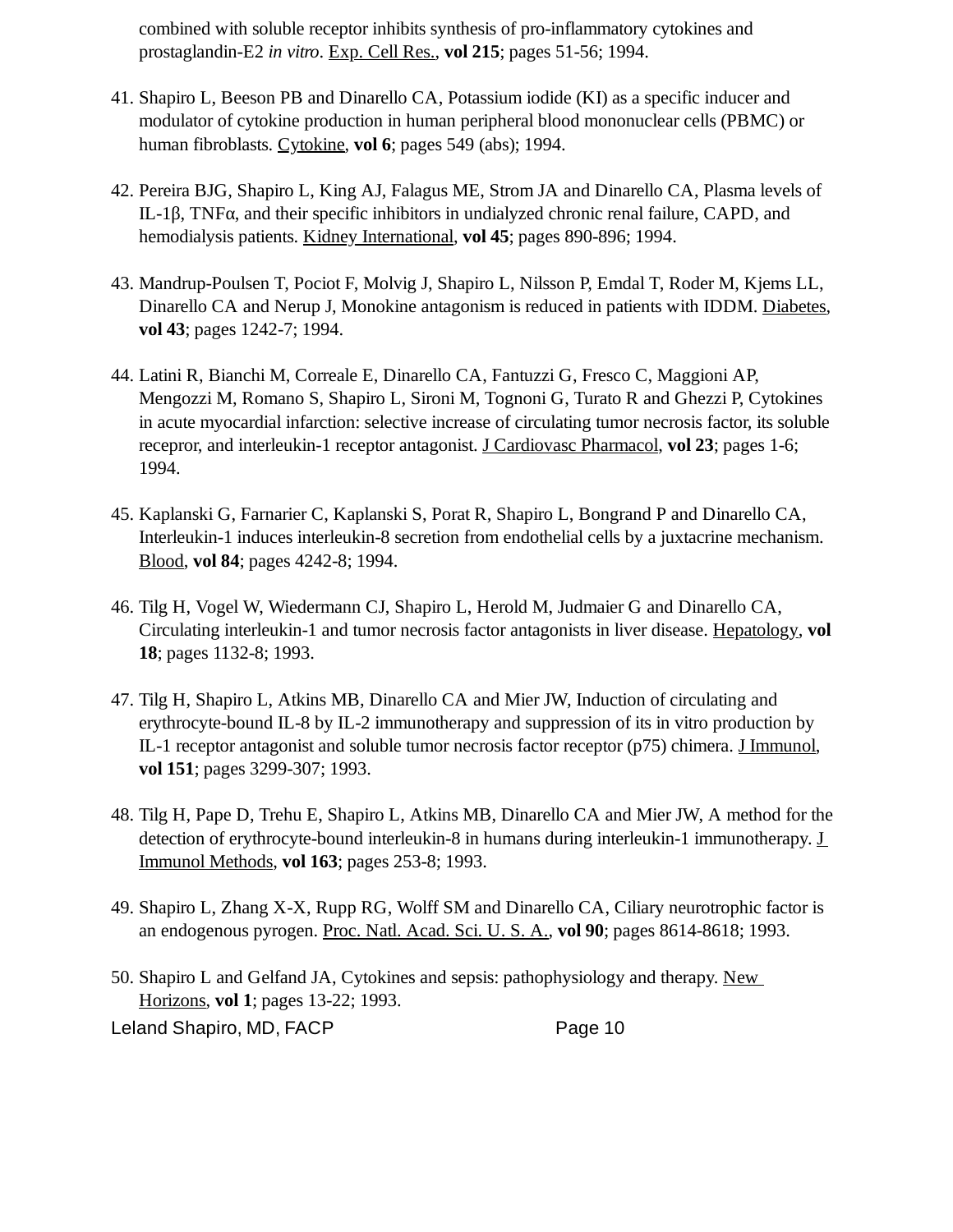combined with soluble receptor inhibits synthesis of pro-inflammatory cytokines and prostaglandin-E2 *in vitro*. Exp. Cell Res., **vol 215**; pages 51-56; 1994.

41. Shapiro L, Beeson PB and Dinarello CA, Potassium iodide (KI) as a specific inducer and modulator of cytokine production in human peripheral blood mononuclear cells (PBMC) or human fibroblasts. Cytokine, **vol 6**; pages 549 (abs); 1994.

42. Pereira BJG, Shapiro L, King AJ, Falagus ME, Strom JA and Dinarello CA, Plasma levels of IL-1β, TNFα, and their specific inhibitors in undialyzed chronic renal failure, CAPD, and hemodialysis patients. Kidney International, **vol 45**; pages 890-896; 1994.

43. Mandrup-Poulsen T, Pociot F, Molvig J, Shapiro L, Nilsson P, Emdal T, Roder M, Kjems LL, Dinarello CA and Nerup J, Monokine antagonism is reduced in patients with IDDM. Diabetes, **vol 43**; pages 1242-7; 1994.

44. Latini R, Bianchi M, Correale E, Dinarello CA, Fantuzzi G, Fresco C, Maggioni AP, Mengozzi M, Romano S, Shapiro L, Sironi M, Tognoni G, Turato R and Ghezzi P, Cytokines in acute myocardial infarction: selective increase of circulating tumor necrosis factor, its soluble recepror, and interleukin-1 receptor antagonist. J Cardiovasc Pharmacol, **vol 23**; pages 1-6; 1994.

45. Kaplanski G, Farnarier C, Kaplanski S, Porat R, Shapiro L, Bongrand P and Dinarello CA, Interleukin-1 induces interleukin-8 secretion from endothelial cells by a juxtacrine mechanism. Blood, **vol 84**; pages 4242-8; 1994.

46. Tilg H, Vogel W, Wiedermann CJ, Shapiro L, Herold M, Judmaier G and Dinarello CA, Circulating interleukin-1 and tumor necrosis factor antagonists in liver disease. Hepatology, **vol 18**; pages 1132-8; 1993.

47. Tilg H, Shapiro L, Atkins MB, Dinarello CA and Mier JW, Induction of circulating and erythrocyte-bound IL-8 by IL-2 immunotherapy and suppression of its in vitro production by IL-1 receptor antagonist and soluble tumor necrosis factor receptor (p75) chimera. J Immunol, **vol 151**; pages 3299-307; 1993.

48. Tilg H, Pape D, Trehu E, Shapiro L, Atkins MB, Dinarello CA and Mier JW, A method for the detection of erythrocyte-bound interleukin-8 in humans during interleukin-1 immunotherapy. J Immunol Methods, **vol 163**; pages 253-8; 1993.

49. Shapiro L, Zhang X-X, Rupp RG, Wolff SM and Dinarello CA, Ciliary neurotrophic factor is an endogenous pyrogen. Proc. Natl. Acad. Sci. U. S. A., **vol 90**; pages 8614-8618; 1993.

50. Shapiro L and Gelfand JA, Cytokines and sepsis: pathophysiology and therapy. New Horizons, **vol 1**; pages 13-22; 1993.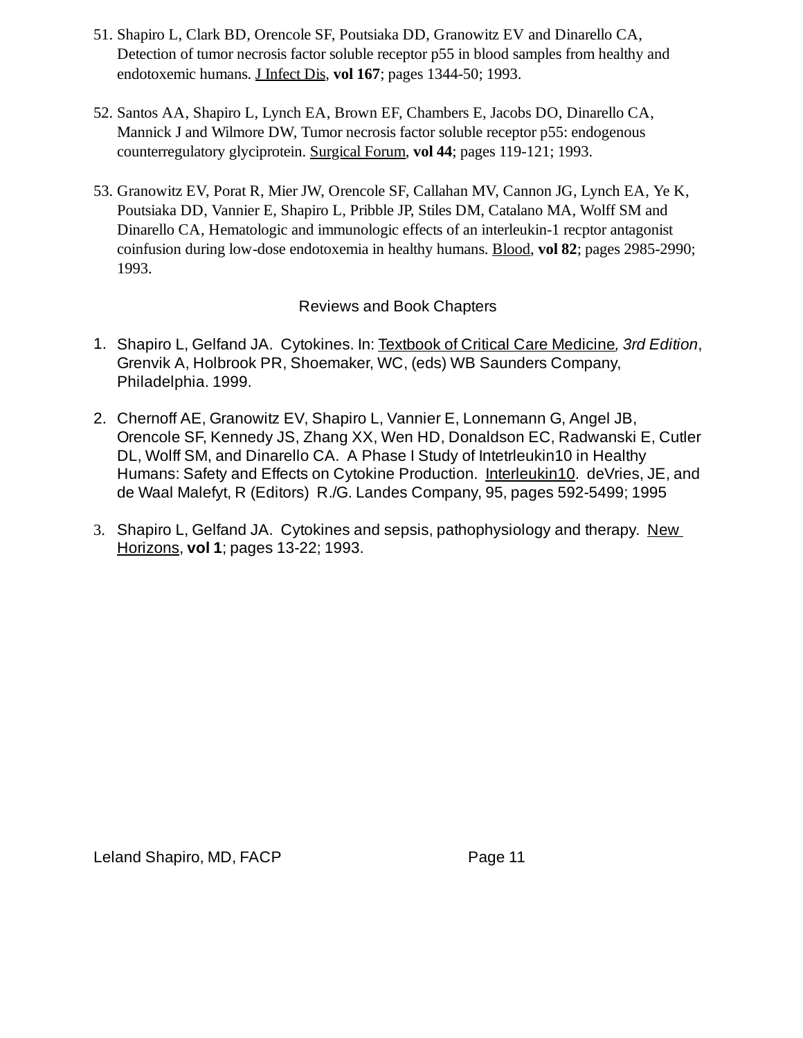51. Shapiro L, Clark BD, Orencole SF, Poutsiaka DD, Granowitz EV and Dinarello CA, Detection of tumor necrosis factor soluble receptor p55 in blood samples from healthy and endotoxemic humans. J Infect Dis, **vol 167**; pages 1344-50; 1993.

52. Santos AA, Shapiro L, Lynch EA, Brown EF, Chambers E, Jacobs DO, Dinarello CA, Mannick J and Wilmore DW, Tumor necrosis factor soluble receptor p55: endogenous counterregulatory glyciprotein. Surgical Forum, **vol 44**; pages 119-121; 1993.

53. Granowitz EV, Porat R, Mier JW, Orencole SF, Callahan MV, Cannon JG, Lynch EA, Ye K, Poutsiaka DD, Vannier E, Shapiro L, Pribble JP, Stiles DM, Catalano MA, Wolff SM and Dinarello CA, Hematologic and immunologic effects of an interleukin-1 recptor antagonist coinfusion during low-dose endotoxemia in healthy humans. Blood, **vol 82**; pages 2985-2990; 1993.

## Reviews and Book Chapters

1. Shapiro L, Gelfand JA. Cytokines. In: Textbook of Critical Care Medicine*, 3rd Edition*, Grenvik A, Holbrook PR, Shoemaker, WC, (eds) WB Saunders Company, Philadelphia. 1999.

2. Chernoff AE, Granowitz EV, Shapiro L, Vannier E, Lonnemann G, Angel JB, Orencole SF, Kennedy JS, Zhang XX, Wen HD, Donaldson EC, Radwanski E, Cutler DL, Wolff SM, and Dinarello CA. A Phase I Study of Intetrleukin10 in Healthy Humans: Safety and Effects on Cytokine Production. Interleukin10. deVries, JE, and de Waal Malefyt, R (Editors) R./G. Landes Company, 95, pages 592-5499; 1995

3. Shapiro L, Gelfand JA. Cytokines and sepsis, pathophysiology and therapy. New Horizons, **vol 1**; pages 13-22; 1993.